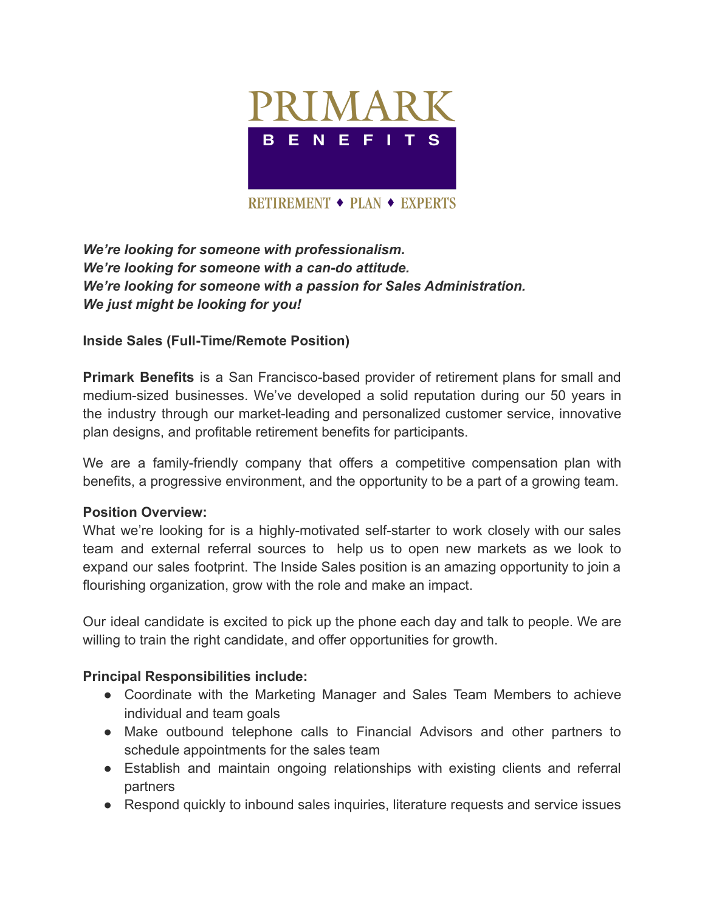PRIMARK

BENEFITS

RETIREMENT ♦ PLAN ♦ EXPERTS

***We're looking for someone with professionalism.***
***We're looking for someone with a can-do attitude.***
***We're looking for someone with a passion for Sales Administration.***
***We just might be looking for you!***

**Inside Sales (Full-Time/Remote Position)**

**Primark Benefits** is a San Francisco-based provider of retirement plans for small and medium-sized businesses. We've developed a solid reputation during our 50 years in the industry through our market-leading and personalized customer service, innovative plan designs, and profitable retirement benefits for participants.

We are a family-friendly company that offers a competitive compensation plan with benefits, a progressive environment, and the opportunity to be a part of a growing team.

**Position Overview:**
What we're looking for is a highly-motivated self-starter to work closely with our sales team and external referral sources to help us to open new markets as we look to expand our sales footprint. The Inside Sales position is an amazing opportunity to join a flourishing organization, grow with the role and make an impact.

Our ideal candidate is excited to pick up the phone each day and talk to people. We are willing to train the right candidate, and offer opportunities for growth.

**Principal Responsibilities include:**

- Coordinate with the Marketing Manager and Sales Team Members to achieve individual and team goals
- Make outbound telephone calls to Financial Advisors and other partners to schedule appointments for the sales team
- Establish and maintain ongoing relationships with existing clients and referral partners
- Respond quickly to inbound sales inquiries, literature requests and service issues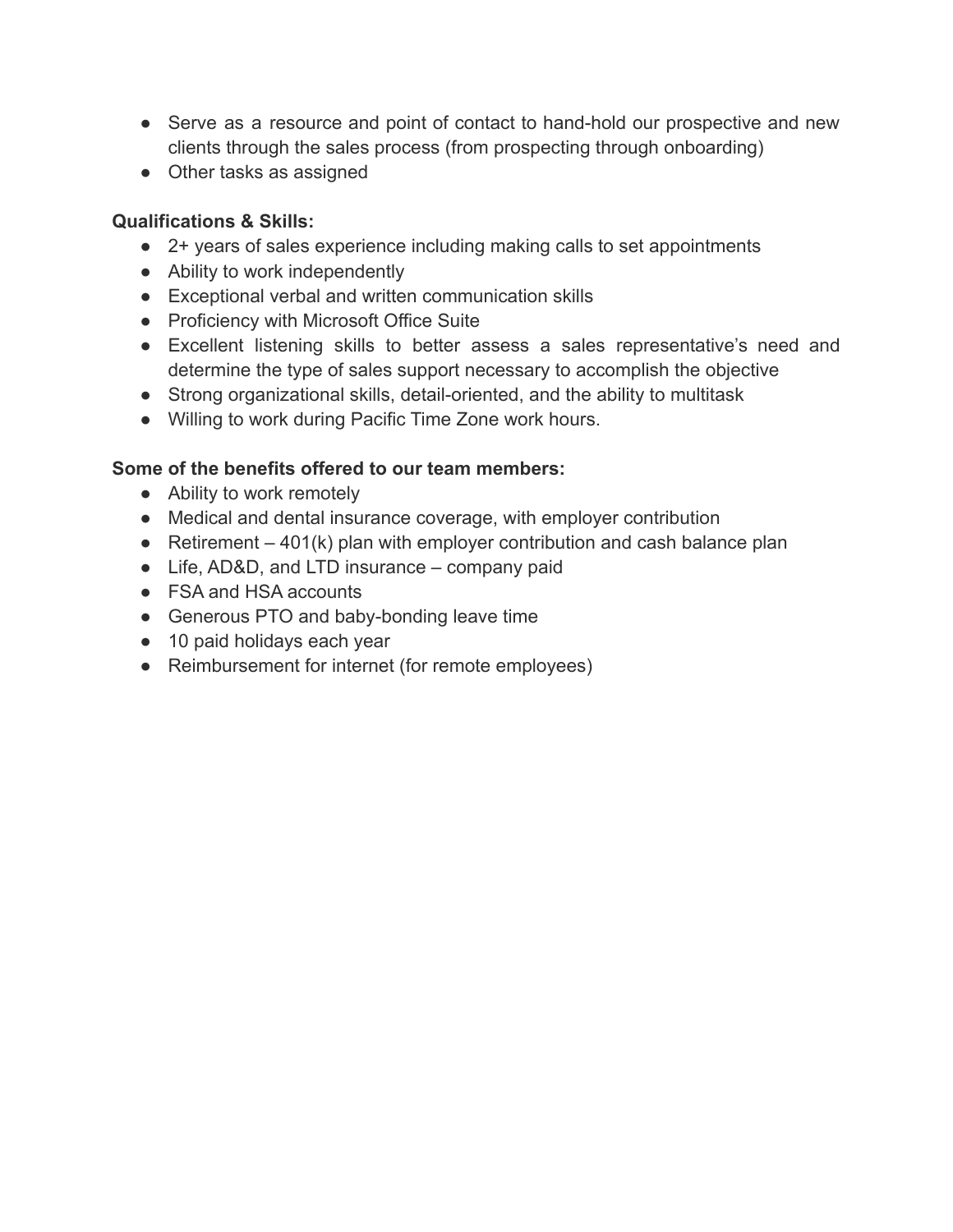- Serve as a resource and point of contact to hand-hold our prospective and new clients through the sales process (from prospecting through onboarding)
- Other tasks as assigned

**Qualifications & Skills:**

- 2+ years of sales experience including making calls to set appointments
- Ability to work independently
- Exceptional verbal and written communication skills
- Proficiency with Microsoft Office Suite
- Excellent listening skills to better assess a sales representative's need and determine the type of sales support necessary to accomplish the objective
- Strong organizational skills, detail-oriented, and the ability to multitask
- Willing to work during Pacific Time Zone work hours.

**Some of the benefits offered to our team members:**

- Ability to work remotely
- Medical and dental insurance coverage, with employer contribution
- Retirement – 401(k) plan with employer contribution and cash balance plan
- Life, AD&D, and LTD insurance – company paid
- FSA and HSA accounts
- Generous PTO and baby-bonding leave time
- 10 paid holidays each year
- Reimbursement for internet (for remote employees)